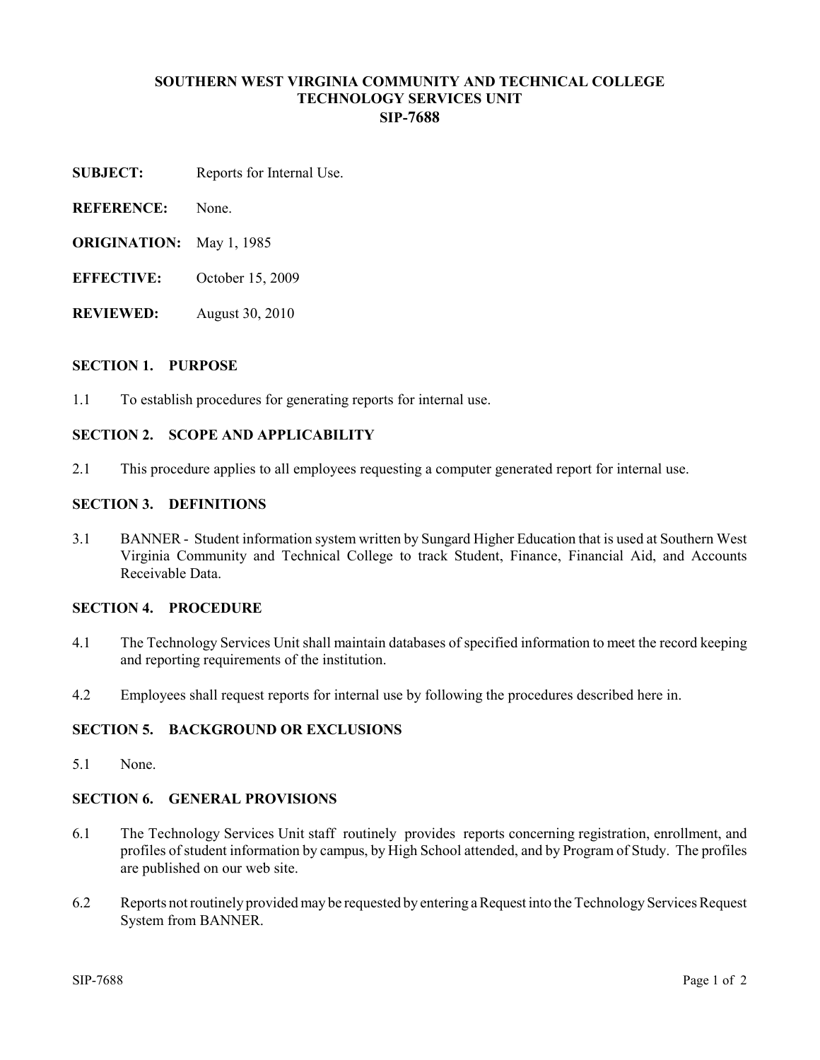# SOUTHERN WEST VIRGINIA COMMUNITY AND TECHNICAL COLLEGE
## TECHNOLOGY SERVICES UNIT
## SIP-7688

**SUBJECT:** Reports for Internal Use.

**REFERENCE:** None.

**ORIGINATION:** May 1, 1985

**EFFECTIVE:** October 15, 2009

**REVIEWED:** August 30, 2010

### SECTION 1. PURPOSE

1.1 To establish procedures for generating reports for internal use.

### SECTION 2. SCOPE AND APPLICABILITY

2.1 This procedure applies to all employees requesting a computer generated report for internal use.

### SECTION 3. DEFINITIONS

3.1 BANNER - Student information system written by Sungard Higher Education that is used at Southern West Virginia Community and Technical College to track Student, Finance, Financial Aid, and Accounts Receivable Data.

### SECTION 4. PROCEDURE

4.1 The Technology Services Unit shall maintain databases of specified information to meet the record keeping and reporting requirements of the institution.

4.2 Employees shall request reports for internal use by following the procedures described here in.

### SECTION 5. BACKGROUND OR EXCLUSIONS

5.1 None.

### SECTION 6. GENERAL PROVISIONS

6.1 The Technology Services Unit staff routinely provides reports concerning registration, enrollment, and profiles of student information by campus, by High School attended, and by Program of Study. The profiles are published on our web site.

6.2 Reports not routinely provided may be requested by entering a Request into the Technology Services Request System from BANNER.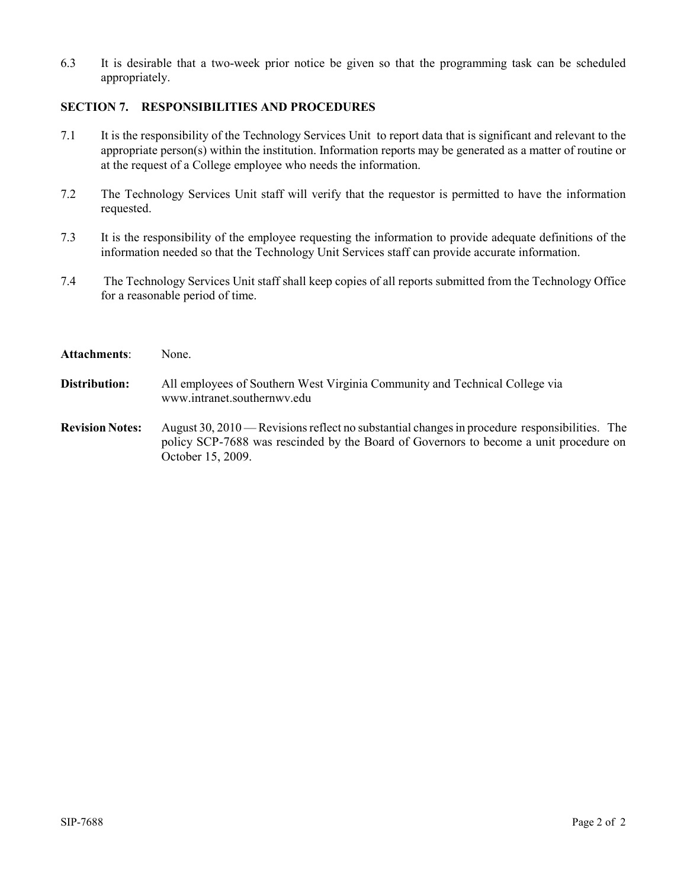6.3 It is desirable that a two-week prior notice be given so that the programming task can be scheduled appropriately.

## SECTION 7. RESPONSIBILITIES AND PROCEDURES

7.1 It is the responsibility of the Technology Services Unit to report data that is significant and relevant to the appropriate person(s) within the institution. Information reports may be generated as a matter of routine or at the request of a College employee who needs the information.

7.2 The Technology Services Unit staff will verify that the requestor is permitted to have the information requested.

7.3 It is the responsibility of the employee requesting the information to provide adequate definitions of the information needed so that the Technology Unit Services staff can provide accurate information.

7.4 The Technology Services Unit staff shall keep copies of all reports submitted from the Technology Office for a reasonable period of time.

**Attachments**: None.

**Distribution:** All employees of Southern West Virginia Community and Technical College via www.intranet.southernwv.edu

**Revision Notes:** August 30, 2010 — Revisions reflect no substantial changes in procedure responsibilities. The policy SCP-7688 was rescinded by the Board of Governors to become a unit procedure on October 15, 2009.